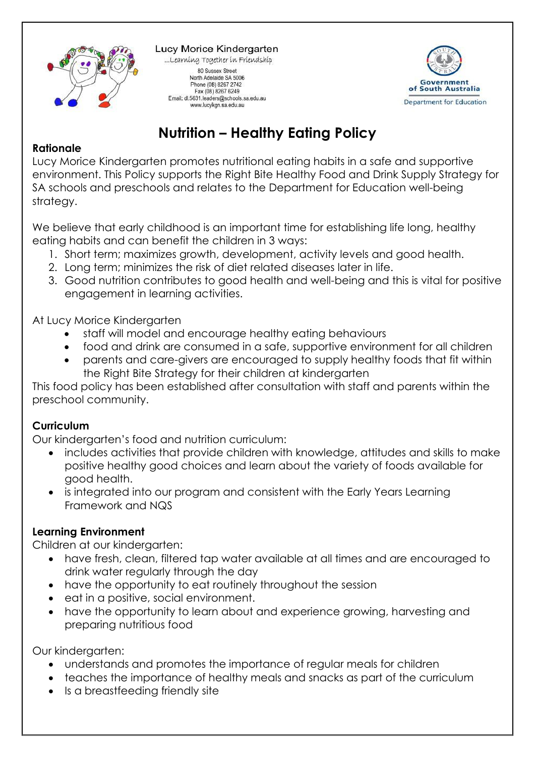Lucy Morice Kindergarten
...Learning Together in Friendship
80 Sussex Street
North Adelaide SA 5006
Phone (08) 8267 2742
Fax (08) 8267 6249
Email: dl.5631.leaders@schools.sa.edu.au
www.lucykgn.sa.edu.au

Government of South Australia
Department for Education

# Nutrition – Healthy Eating Policy

**Rationale**

Lucy Morice Kindergarten promotes nutritional eating habits in a safe and supportive environment. This Policy supports the Right Bite Healthy Food and Drink Supply Strategy for SA schools and preschools and relates to the Department for Education well-being strategy.

We believe that early childhood is an important time for establishing life long, healthy eating habits and can benefit the children in 3 ways:

1. Short term; maximizes growth, development, activity levels and good health.
2. Long term; minimizes the risk of diet related diseases later in life.
3. Good nutrition contributes to good health and well-being and this is vital for positive engagement in learning activities.

At Lucy Morice Kindergarten

- staff will model and encourage healthy eating behaviours
- food and drink are consumed in a safe, supportive environment for all children
- parents and care-givers are encouraged to supply healthy foods that fit within the Right Bite Strategy for their children at kindergarten

This food policy has been established after consultation with staff and parents within the preschool community.

**Curriculum**

Our kindergarten's food and nutrition curriculum:

- includes activities that provide children with knowledge, attitudes and skills to make positive healthy good choices and learn about the variety of foods available for good health.
- is integrated into our program and consistent with the Early Years Learning Framework and NQS

**Learning Environment**

Children at our kindergarten:

- have fresh, clean, filtered tap water available at all times and are encouraged to drink water regularly through the day
- have the opportunity to eat routinely throughout the session
- eat in a positive, social environment.
- have the opportunity to learn about and experience growing, harvesting and preparing nutritious food

Our kindergarten:

- understands and promotes the importance of regular meals for children
- teaches the importance of healthy meals and snacks as part of the curriculum
- Is a breastfeeding friendly site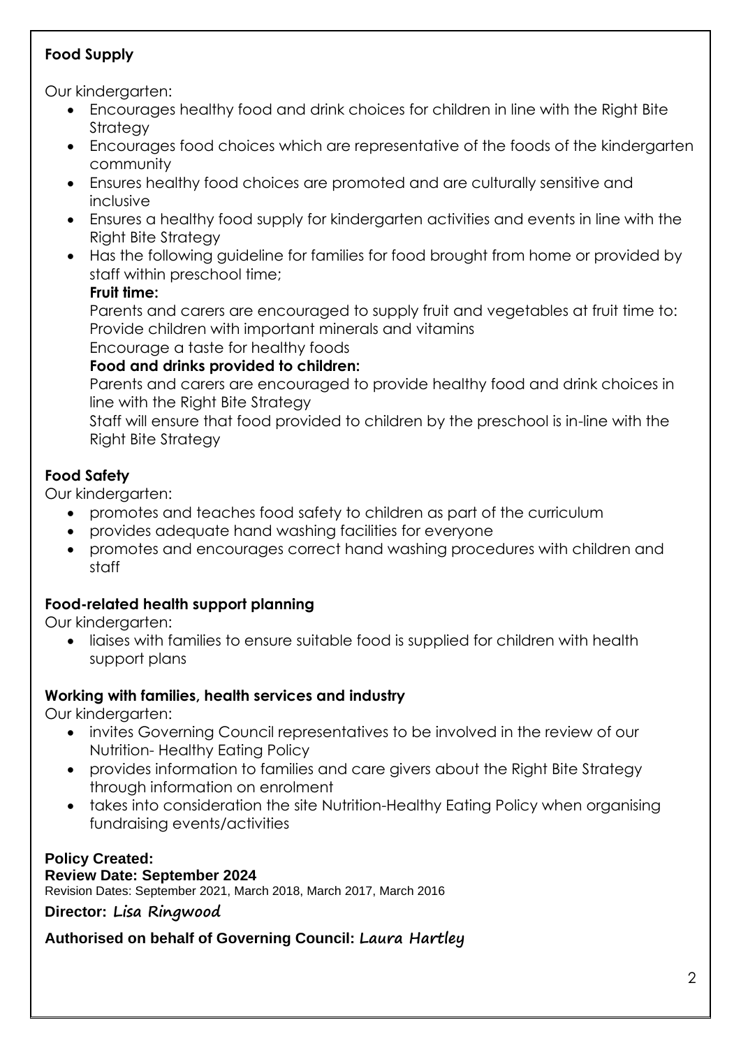**Food Supply**

Our kindergarten:

- Encourages healthy food and drink choices for children in line with the Right Bite Strategy
- Encourages food choices which are representative of the foods of the kindergarten community
- Ensures healthy food choices are promoted and are culturally sensitive and inclusive
- Ensures a healthy food supply for kindergarten activities and events in line with the Right Bite Strategy
- Has the following guideline for families for food brought from home or provided by staff within preschool time;

  **Fruit time:**

  Parents and carers are encouraged to supply fruit and vegetables at fruit time to:
  Provide children with important minerals and vitamins
  Encourage a taste for healthy foods

  **Food and drinks provided to children:**

  Parents and carers are encouraged to provide healthy food and drink choices in line with the Right Bite Strategy
  Staff will ensure that food provided to children by the preschool is in-line with the Right Bite Strategy

**Food Safety**

Our kindergarten:

- promotes and teaches food safety to children as part of the curriculum
- provides adequate hand washing facilities for everyone
- promotes and encourages correct hand washing procedures with children and staff

**Food-related health support planning**

Our kindergarten:

- liaises with families to ensure suitable food is supplied for children with health support plans

**Working with families, health services and industry**

Our kindergarten:

- invites Governing Council representatives to be involved in the review of our Nutrition- Healthy Eating Policy
- provides information to families and care givers about the Right Bite Strategy through information on enrolment
- takes into consideration the site Nutrition-Healthy Eating Policy when organising fundraising events/activities

**Policy Created:**
**Review Date: September 2024**
Revision Dates: September 2021, March 2018, March 2017, March 2016

**Director:** *Lisa Ringwood*

**Authorised on behalf of Governing Council:** *Laura Hartley*